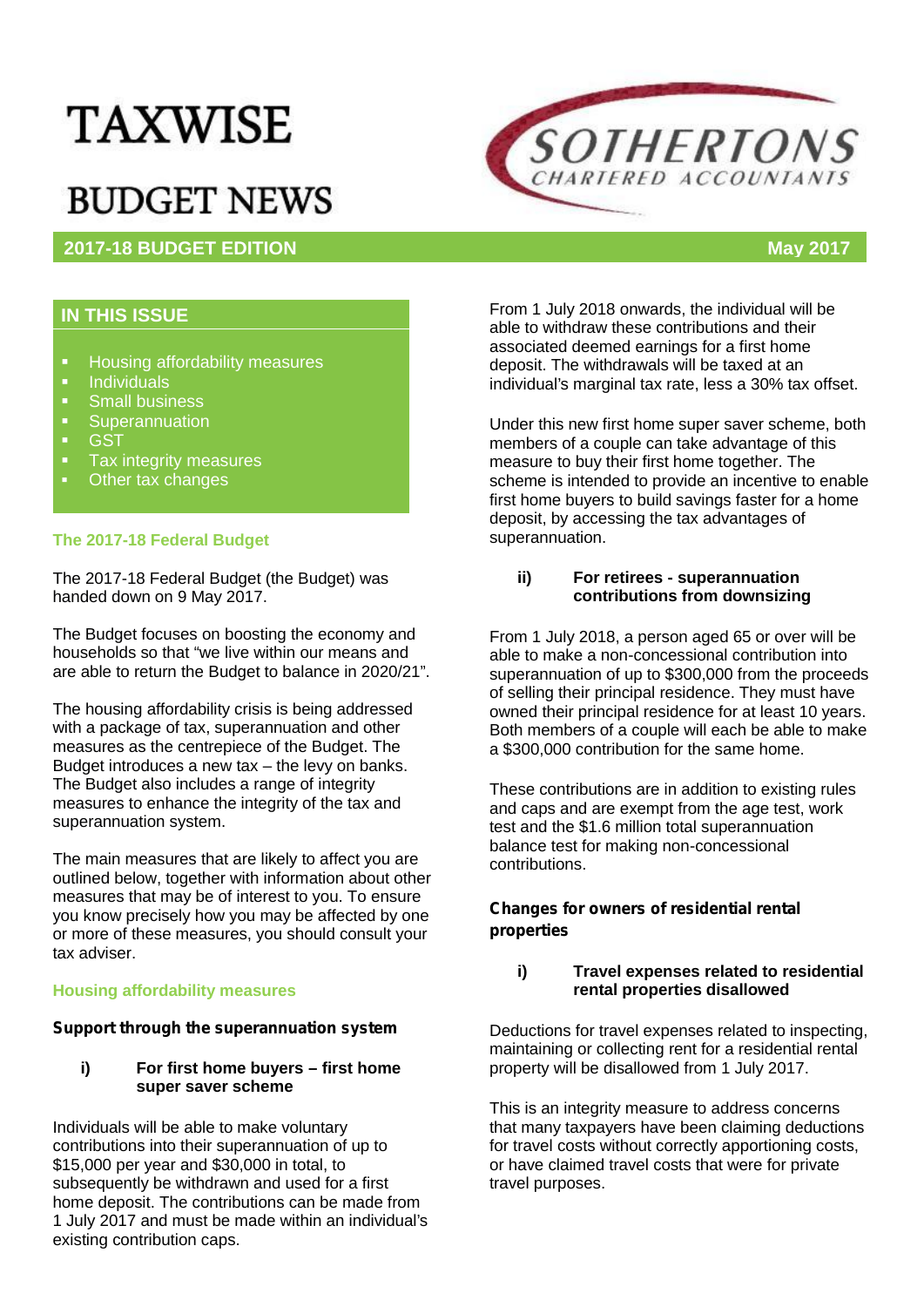# TAXWISE

# BUDGET NEWS

**SOTHERTONS** CHARTERED ACCOUNTANTS

**2017-18 BUDGET EDITION** **May 2017**

## IN THIS ISSUE

- Housing affordability measures
- Individuals
- Small business
- Superannuation
- GST
- Tax integrity measures
- Other tax changes

## The 2017-18 Federal Budget

The 2017-18 Federal Budget (the Budget) was handed down on 9 May 2017.

The Budget focuses on boosting the economy and households so that "we live within our means and are able to return the Budget to balance in 2020/21".

The housing affordability crisis is being addressed with a package of tax, superannuation and other measures as the centrepiece of the Budget. The Budget introduces a new tax – the levy on banks. The Budget also includes a range of integrity measures to enhance the integrity of the tax and superannuation system.

The main measures that are likely to affect you are outlined below, together with information about other measures that may be of interest to you. To ensure you know precisely how you may be affected by one or more of these measures, you should consult your tax adviser.

## Housing affordability measures

### Support through the superannuation system

#### i) For first home buyers – first home super saver scheme

Individuals will be able to make voluntary contributions into their superannuation of up to $15,000 per year and $30,000 in total, to subsequently be withdrawn and used for a first home deposit. The contributions can be made from 1 July 2017 and must be made within an individual's existing contribution caps.

From 1 July 2018 onwards, the individual will be able to withdraw these contributions and their associated deemed earnings for a first home deposit. The withdrawals will be taxed at an individual's marginal tax rate, less a 30% tax offset.

Under this new first home super saver scheme, both members of a couple can take advantage of this measure to buy their first home together. The scheme is intended to provide an incentive to enable first home buyers to build savings faster for a home deposit, by accessing the tax advantages of superannuation.

#### ii) For retirees - superannuation contributions from downsizing

From 1 July 2018, a person aged 65 or over will be able to make a non-concessional contribution into superannuation of up to $300,000 from the proceeds of selling their principal residence. They must have owned their principal residence for at least 10 years. Both members of a couple will each be able to make a $300,000 contribution for the same home.

These contributions are in addition to existing rules and caps and are exempt from the age test, work test and the $1.6 million total superannuation balance test for making non-concessional contributions.

### Changes for owners of residential rental properties

#### i) Travel expenses related to residential rental properties disallowed

Deductions for travel expenses related to inspecting, maintaining or collecting rent for a residential rental property will be disallowed from 1 July 2017.

This is an integrity measure to address concerns that many taxpayers have been claiming deductions for travel costs without correctly apportioning costs, or have claimed travel costs that were for private travel purposes.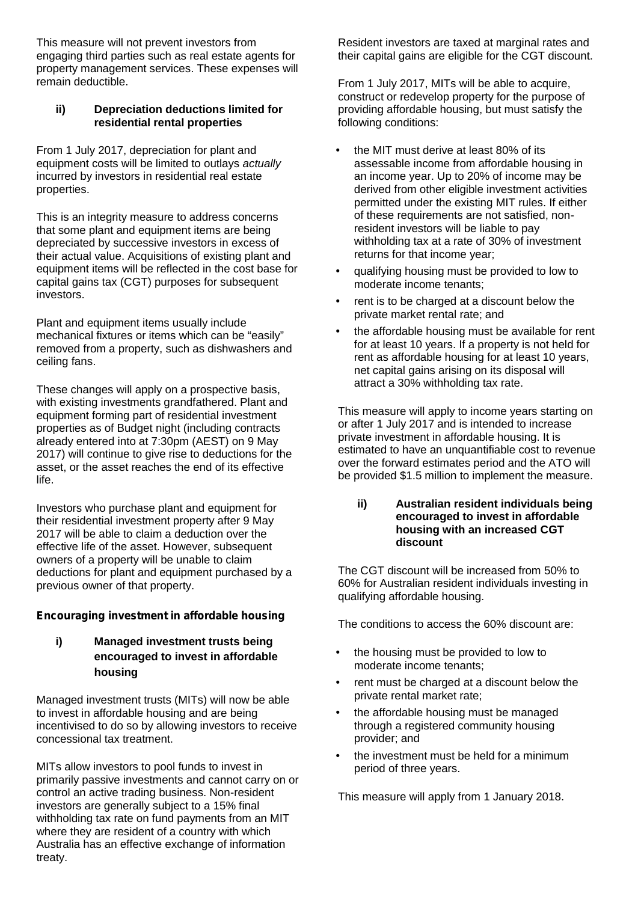This measure will not prevent investors from engaging third parties such as real estate agents for property management services. These expenses will remain deductible.

### ii) Depreciation deductions limited for residential rental properties

From 1 July 2017, depreciation for plant and equipment costs will be limited to outlays *actually* incurred by investors in residential real estate properties.

This is an integrity measure to address concerns that some plant and equipment items are being depreciated by successive investors in excess of their actual value. Acquisitions of existing plant and equipment items will be reflected in the cost base for capital gains tax (CGT) purposes for subsequent investors.

Plant and equipment items usually include mechanical fixtures or items which can be "easily" removed from a property, such as dishwashers and ceiling fans.

These changes will apply on a prospective basis, with existing investments grandfathered. Plant and equipment forming part of residential investment properties as of Budget night (including contracts already entered into at 7:30pm (AEST) on 9 May 2017) will continue to give rise to deductions for the asset, or the asset reaches the end of its effective life.

Investors who purchase plant and equipment for their residential investment property after 9 May 2017 will be able to claim a deduction over the effective life of the asset. However, subsequent owners of a property will be unable to claim deductions for plant and equipment purchased by a previous owner of that property.

## Encouraging investment in affordable housing

### i) Managed investment trusts being encouraged to invest in affordable housing

Managed investment trusts (MITs) will now be able to invest in affordable housing and are being incentivised to do so by allowing investors to receive concessional tax treatment.

MITs allow investors to pool funds to invest in primarily passive investments and cannot carry on or control an active trading business. Non-resident investors are generally subject to a 15% final withholding tax rate on fund payments from an MIT where they are resident of a country with which Australia has an effective exchange of information treaty.

Resident investors are taxed at marginal rates and their capital gains are eligible for the CGT discount.

From 1 July 2017, MITs will be able to acquire, construct or redevelop property for the purpose of providing affordable housing, but must satisfy the following conditions:

- the MIT must derive at least 80% of its assessable income from affordable housing in an income year. Up to 20% of income may be derived from other eligible investment activities permitted under the existing MIT rules. If either of these requirements are not satisfied, non-resident investors will be liable to pay withholding tax at a rate of 30% of investment returns for that income year;
- qualifying housing must be provided to low to moderate income tenants;
- rent is to be charged at a discount below the private market rental rate; and
- the affordable housing must be available for rent for at least 10 years. If a property is not held for rent as affordable housing for at least 10 years, net capital gains arising on its disposal will attract a 30% withholding tax rate.

This measure will apply to income years starting on or after 1 July 2017 and is intended to increase private investment in affordable housing. It is estimated to have an unquantifiable cost to revenue over the forward estimates period and the ATO will be provided $1.5 million to implement the measure.

### ii) Australian resident individuals being encouraged to invest in affordable housing with an increased CGT discount

The CGT discount will be increased from 50% to 60% for Australian resident individuals investing in qualifying affordable housing.

The conditions to access the 60% discount are:

- the housing must be provided to low to moderate income tenants;
- rent must be charged at a discount below the private rental market rate;
- the affordable housing must be managed through a registered community housing provider; and
- the investment must be held for a minimum period of three years.

This measure will apply from 1 January 2018.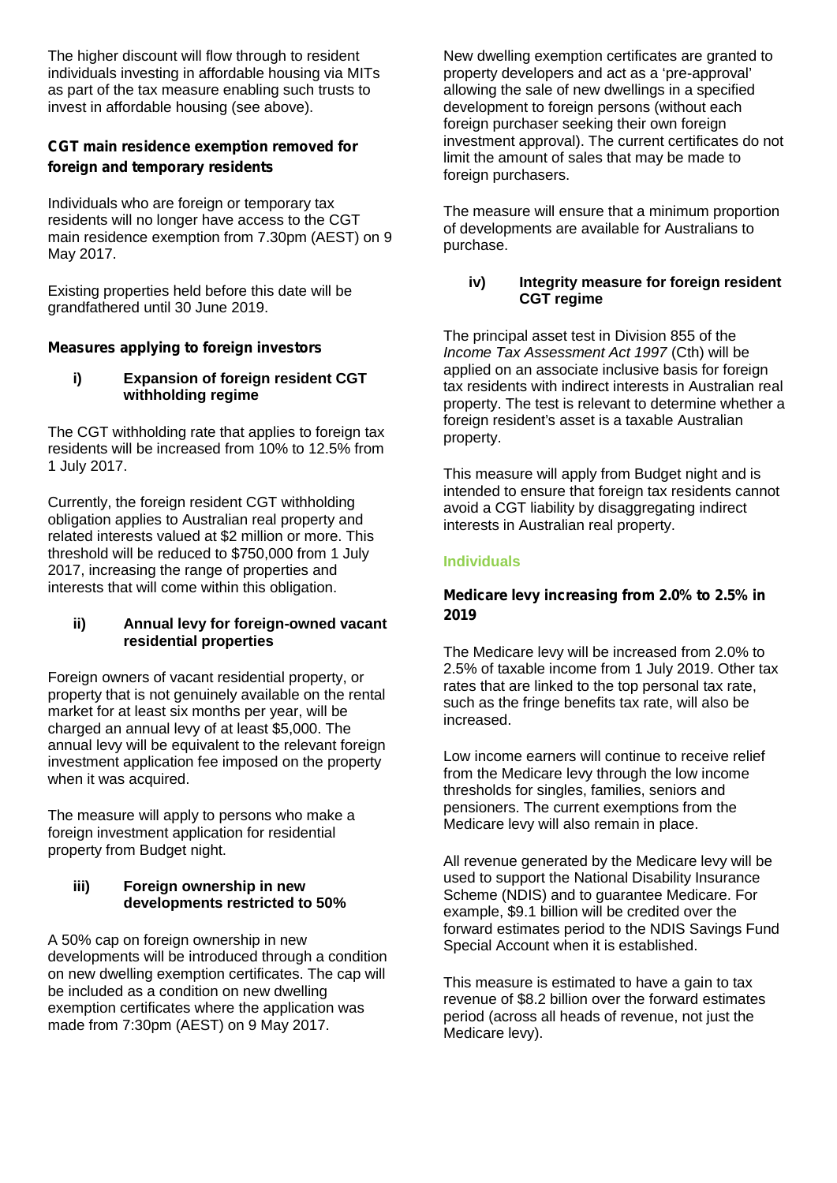The higher discount will flow through to resident individuals investing in affordable housing via MITs as part of the tax measure enabling such trusts to invest in affordable housing (see above).

### CGT main residence exemption removed for foreign and temporary residents

Individuals who are foreign or temporary tax residents will no longer have access to the CGT main residence exemption from 7.30pm (AEST) on 9 May 2017.

Existing properties held before this date will be grandfathered until 30 June 2019.

### Measures applying to foreign investors

#### i) Expansion of foreign resident CGT withholding regime

The CGT withholding rate that applies to foreign tax residents will be increased from 10% to 12.5% from 1 July 2017.

Currently, the foreign resident CGT withholding obligation applies to Australian real property and related interests valued at $2 million or more. This threshold will be reduced to $750,000 from 1 July 2017, increasing the range of properties and interests that will come within this obligation.

#### ii) Annual levy for foreign-owned vacant residential properties

Foreign owners of vacant residential property, or property that is not genuinely available on the rental market for at least six months per year, will be charged an annual levy of at least $5,000. The annual levy will be equivalent to the relevant foreign investment application fee imposed on the property when it was acquired.

The measure will apply to persons who make a foreign investment application for residential property from Budget night.

#### iii) Foreign ownership in new developments restricted to 50%

A 50% cap on foreign ownership in new developments will be introduced through a condition on new dwelling exemption certificates. The cap will be included as a condition on new dwelling exemption certificates where the application was made from 7:30pm (AEST) on 9 May 2017.

New dwelling exemption certificates are granted to property developers and act as a 'pre-approval' allowing the sale of new dwellings in a specified development to foreign persons (without each foreign purchaser seeking their own foreign investment approval). The current certificates do not limit the amount of sales that may be made to foreign purchasers.

The measure will ensure that a minimum proportion of developments are available for Australians to purchase.

#### iv) Integrity measure for foreign resident CGT regime

The principal asset test in Division 855 of the *Income Tax Assessment Act 1997* (Cth) will be applied on an associate inclusive basis for foreign tax residents with indirect interests in Australian real property. The test is relevant to determine whether a foreign resident's asset is a taxable Australian property.

This measure will apply from Budget night and is intended to ensure that foreign tax residents cannot avoid a CGT liability by disaggregating indirect interests in Australian real property.

## Individuals

### Medicare levy increasing from 2.0% to 2.5% in 2019

The Medicare levy will be increased from 2.0% to 2.5% of taxable income from 1 July 2019. Other tax rates that are linked to the top personal tax rate, such as the fringe benefits tax rate, will also be increased.

Low income earners will continue to receive relief from the Medicare levy through the low income thresholds for singles, families, seniors and pensioners. The current exemptions from the Medicare levy will also remain in place.

All revenue generated by the Medicare levy will be used to support the National Disability Insurance Scheme (NDIS) and to guarantee Medicare. For example, $9.1 billion will be credited over the forward estimates period to the NDIS Savings Fund Special Account when it is established.

This measure is estimated to have a gain to tax revenue of $8.2 billion over the forward estimates period (across all heads of revenue, not just the Medicare levy).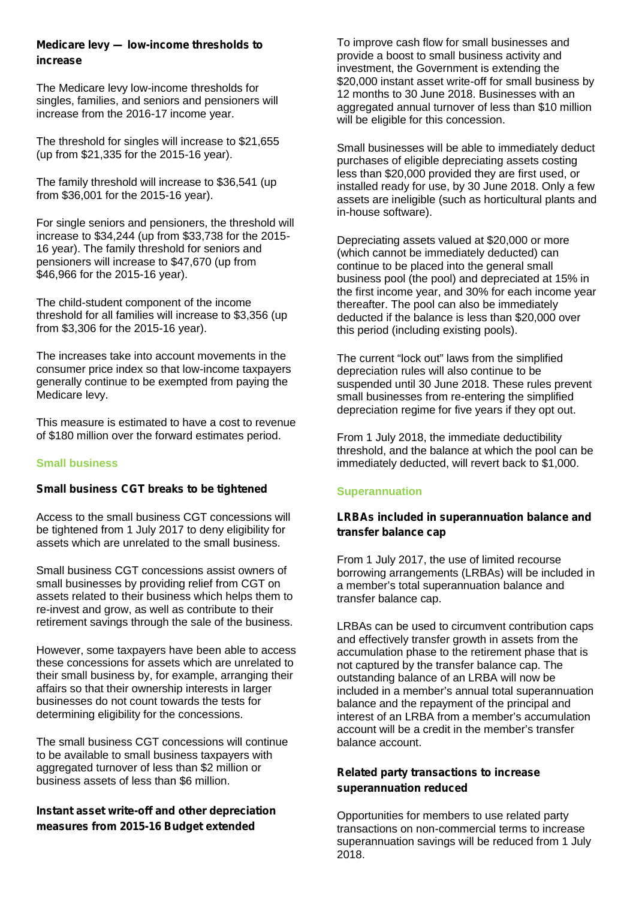### Medicare levy — low-income thresholds to increase

The Medicare levy low-income thresholds for singles, families, and seniors and pensioners will increase from the 2016-17 income year.

The threshold for singles will increase to $21,655 (up from $21,335 for the 2015-16 year).

The family threshold will increase to $36,541 (up from $36,001 for the 2015-16 year).

For single seniors and pensioners, the threshold will increase to $34,244 (up from $33,738 for the 2015-16 year). The family threshold for seniors and pensioners will increase to $47,670 (up from $46,966 for the 2015-16 year).

The child-student component of the income threshold for all families will increase to $3,356 (up from $3,306 for the 2015-16 year).

The increases take into account movements in the consumer price index so that low-income taxpayers generally continue to be exempted from paying the Medicare levy.

This measure is estimated to have a cost to revenue of $180 million over the forward estimates period.

## Small business

### Small business CGT breaks to be tightened

Access to the small business CGT concessions will be tightened from 1 July 2017 to deny eligibility for assets which are unrelated to the small business.

Small business CGT concessions assist owners of small businesses by providing relief from CGT on assets related to their business which helps them to re-invest and grow, as well as contribute to their retirement savings through the sale of the business.

However, some taxpayers have been able to access these concessions for assets which are unrelated to their small business by, for example, arranging their affairs so that their ownership interests in larger businesses do not count towards the tests for determining eligibility for the concessions.

The small business CGT concessions will continue to be available to small business taxpayers with aggregated turnover of less than $2 million or business assets of less than $6 million.

### Instant asset write-off and other depreciation measures from 2015-16 Budget extended

To improve cash flow for small businesses and provide a boost to small business activity and investment, the Government is extending the $20,000 instant asset write-off for small business by 12 months to 30 June 2018. Businesses with an aggregated annual turnover of less than $10 million will be eligible for this concession.

Small businesses will be able to immediately deduct purchases of eligible depreciating assets costing less than $20,000 provided they are first used, or installed ready for use, by 30 June 2018. Only a few assets are ineligible (such as horticultural plants and in-house software).

Depreciating assets valued at $20,000 or more (which cannot be immediately deducted) can continue to be placed into the general small business pool (the pool) and depreciated at 15% in the first income year, and 30% for each income year thereafter. The pool can also be immediately deducted if the balance is less than $20,000 over this period (including existing pools).

The current "lock out" laws from the simplified depreciation rules will also continue to be suspended until 30 June 2018. These rules prevent small businesses from re-entering the simplified depreciation regime for five years if they opt out.

From 1 July 2018, the immediate deductibility threshold, and the balance at which the pool can be immediately deducted, will revert back to $1,000.

## Superannuation

### LRBAs included in superannuation balance and transfer balance cap

From 1 July 2017, the use of limited recourse borrowing arrangements (LRBAs) will be included in a member's total superannuation balance and transfer balance cap.

LRBAs can be used to circumvent contribution caps and effectively transfer growth in assets from the accumulation phase to the retirement phase that is not captured by the transfer balance cap. The outstanding balance of an LRBA will now be included in a member's annual total superannuation balance and the repayment of the principal and interest of an LRBA from a member's accumulation account will be a credit in the member's transfer balance account.

### Related party transactions to increase superannuation reduced

Opportunities for members to use related party transactions on non-commercial terms to increase superannuation savings will be reduced from 1 July 2018.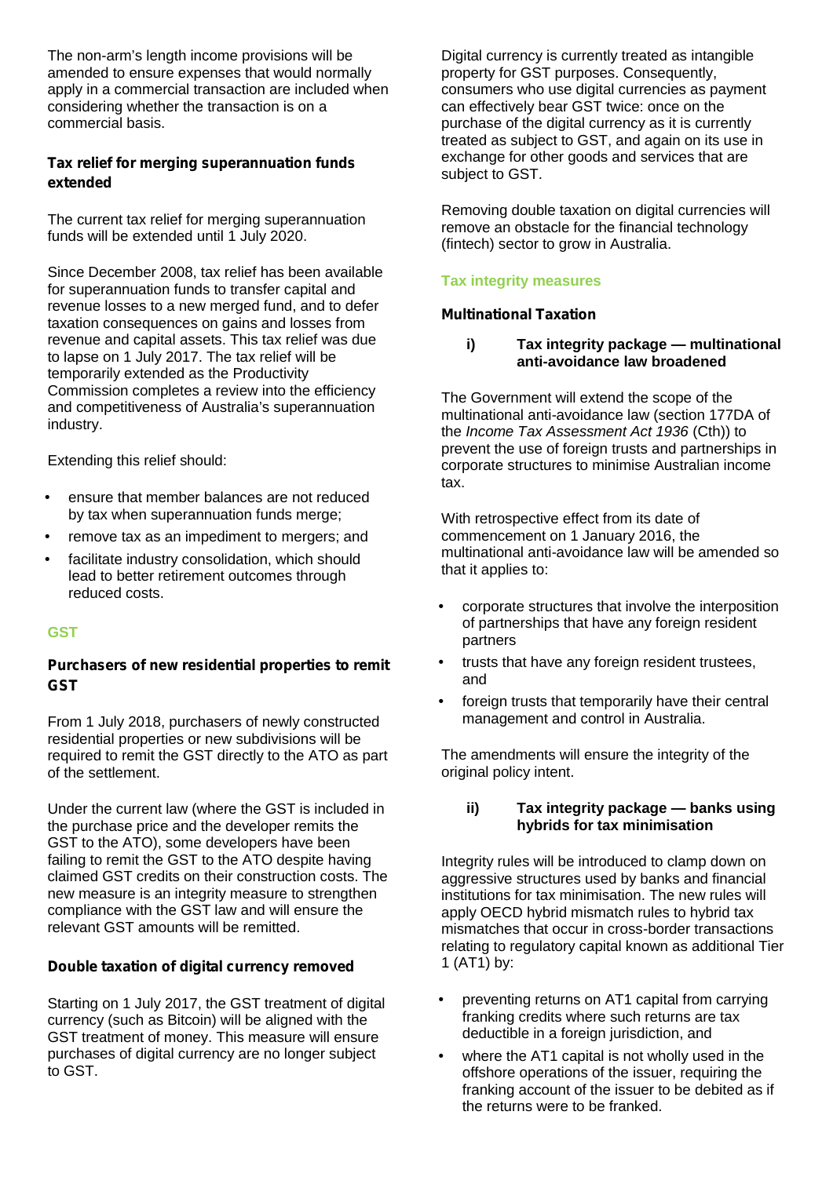The non-arm's length income provisions will be amended to ensure expenses that would normally apply in a commercial transaction are included when considering whether the transaction is on a commercial basis.

### Tax relief for merging superannuation funds extended

The current tax relief for merging superannuation funds will be extended until 1 July 2020.

Since December 2008, tax relief has been available for superannuation funds to transfer capital and revenue losses to a new merged fund, and to defer taxation consequences on gains and losses from revenue and capital assets. This tax relief was due to lapse on 1 July 2017. The tax relief will be temporarily extended as the Productivity Commission completes a review into the efficiency and competitiveness of Australia's superannuation industry.

Extending this relief should:

- ensure that member balances are not reduced by tax when superannuation funds merge;
- remove tax as an impediment to mergers; and
- facilitate industry consolidation, which should lead to better retirement outcomes through reduced costs.

## GST

### Purchasers of new residential properties to remit GST

From 1 July 2018, purchasers of newly constructed residential properties or new subdivisions will be required to remit the GST directly to the ATO as part of the settlement.

Under the current law (where the GST is included in the purchase price and the developer remits the GST to the ATO), some developers have been failing to remit the GST to the ATO despite having claimed GST credits on their construction costs. The new measure is an integrity measure to strengthen compliance with the GST law and will ensure the relevant GST amounts will be remitted.

### Double taxation of digital currency removed

Starting on 1 July 2017, the GST treatment of digital currency (such as Bitcoin) will be aligned with the GST treatment of money. This measure will ensure purchases of digital currency are no longer subject to GST.

Digital currency is currently treated as intangible property for GST purposes. Consequently, consumers who use digital currencies as payment can effectively bear GST twice: once on the purchase of the digital currency as it is currently treated as subject to GST, and again on its use in exchange for other goods and services that are subject to GST.

Removing double taxation on digital currencies will remove an obstacle for the financial technology (fintech) sector to grow in Australia.

## Tax integrity measures

### Multinational Taxation

#### i) Tax integrity package — multinational anti-avoidance law broadened

The Government will extend the scope of the multinational anti-avoidance law (section 177DA of the *Income Tax Assessment Act 1936* (Cth)) to prevent the use of foreign trusts and partnerships in corporate structures to minimise Australian income tax.

With retrospective effect from its date of commencement on 1 January 2016, the multinational anti-avoidance law will be amended so that it applies to:

- corporate structures that involve the interposition of partnerships that have any foreign resident partners
- trusts that have any foreign resident trustees, and
- foreign trusts that temporarily have their central management and control in Australia.

The amendments will ensure the integrity of the original policy intent.

#### ii) Tax integrity package — banks using hybrids for tax minimisation

Integrity rules will be introduced to clamp down on aggressive structures used by banks and financial institutions for tax minimisation. The new rules will apply OECD hybrid mismatch rules to hybrid tax mismatches that occur in cross-border transactions relating to regulatory capital known as additional Tier 1 (AT1) by:

- preventing returns on AT1 capital from carrying franking credits where such returns are tax deductible in a foreign jurisdiction, and
- where the AT1 capital is not wholly used in the offshore operations of the issuer, requiring the franking account of the issuer to be debited as if the returns were to be franked.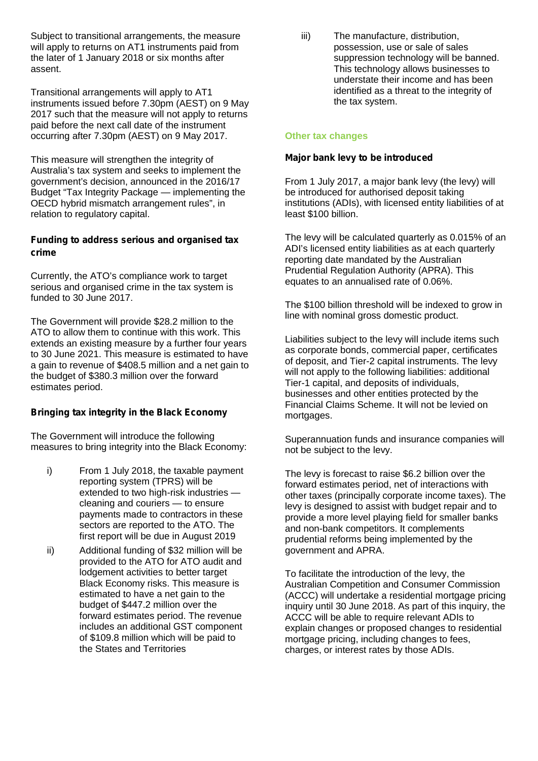Subject to transitional arrangements, the measure will apply to returns on AT1 instruments paid from the later of 1 January 2018 or six months after assent.

Transitional arrangements will apply to AT1 instruments issued before 7.30pm (AEST) on 9 May 2017 such that the measure will not apply to returns paid before the next call date of the instrument occurring after 7.30pm (AEST) on 9 May 2017.

This measure will strengthen the integrity of Australia's tax system and seeks to implement the government's decision, announced in the 2016/17 Budget "Tax Integrity Package — implementing the OECD hybrid mismatch arrangement rules", in relation to regulatory capital.

**Funding to address serious and organised tax crime**

Currently, the ATO's compliance work to target serious and organised crime in the tax system is funded to 30 June 2017.

The Government will provide $28.2 million to the ATO to allow them to continue with this work. This extends an existing measure by a further four years to 30 June 2021. This measure is estimated to have a gain to revenue of $408.5 million and a net gain to the budget of $380.3 million over the forward estimates period.

**Bringing tax integrity in the Black Economy**

The Government will introduce the following measures to bring integrity into the Black Economy:

i) From 1 July 2018, the taxable payment reporting system (TPRS) will be extended to two high-risk industries — cleaning and couriers — to ensure payments made to contractors in these sectors are reported to the ATO. The first report will be due in August 2019

ii) Additional funding of $32 million will be provided to the ATO for ATO audit and lodgement activities to better target Black Economy risks. This measure is estimated to have a net gain to the budget of $447.2 million over the forward estimates period. The revenue includes an additional GST component of $109.8 million which will be paid to the States and Territories

iii) The manufacture, distribution, possession, use or sale of sales suppression technology will be banned. This technology allows businesses to understate their income and has been identified as a threat to the integrity of the tax system.

## Other tax changes

**Major bank levy to be introduced**

From 1 July 2017, a major bank levy (the levy) will be introduced for authorised deposit taking institutions (ADIs), with licensed entity liabilities of at least $100 billion.

The levy will be calculated quarterly as 0.015% of an ADI's licensed entity liabilities as at each quarterly reporting date mandated by the Australian Prudential Regulation Authority (APRA). This equates to an annualised rate of 0.06%.

The $100 billion threshold will be indexed to grow in line with nominal gross domestic product.

Liabilities subject to the levy will include items such as corporate bonds, commercial paper, certificates of deposit, and Tier-2 capital instruments. The levy will not apply to the following liabilities: additional Tier-1 capital, and deposits of individuals, businesses and other entities protected by the Financial Claims Scheme. It will not be levied on mortgages.

Superannuation funds and insurance companies will not be subject to the levy.

The levy is forecast to raise $6.2 billion over the forward estimates period, net of interactions with other taxes (principally corporate income taxes). The levy is designed to assist with budget repair and to provide a more level playing field for smaller banks and non-bank competitors. It complements prudential reforms being implemented by the government and APRA.

To facilitate the introduction of the levy, the Australian Competition and Consumer Commission (ACCC) will undertake a residential mortgage pricing inquiry until 30 June 2018. As part of this inquiry, the ACCC will be able to require relevant ADIs to explain changes or proposed changes to residential mortgage pricing, including changes to fees, charges, or interest rates by those ADIs.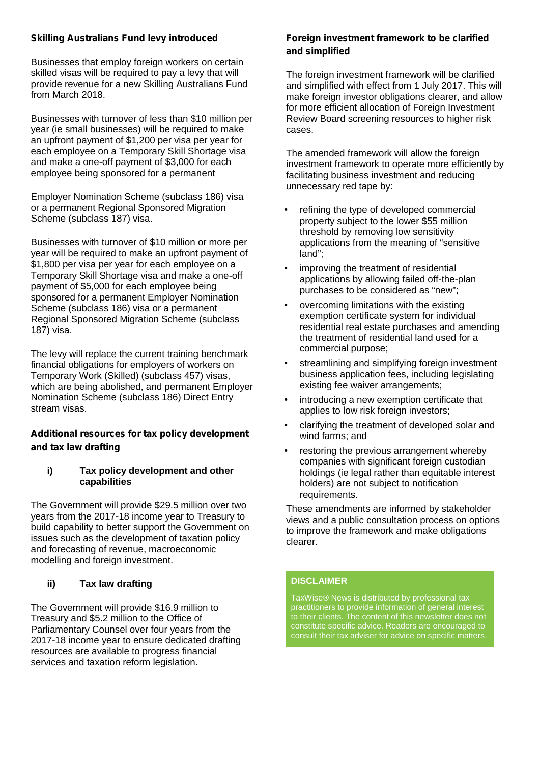## Skilling Australians Fund levy introduced

Businesses that employ foreign workers on certain skilled visas will be required to pay a levy that will provide revenue for a new Skilling Australians Fund from March 2018.

Businesses with turnover of less than $10 million per year (ie small businesses) will be required to make an upfront payment of $1,200 per visa per year for each employee on a Temporary Skill Shortage visa and make a one-off payment of $3,000 for each employee being sponsored for a permanent

Employer Nomination Scheme (subclass 186) visa or a permanent Regional Sponsored Migration Scheme (subclass 187) visa.

Businesses with turnover of $10 million or more per year will be required to make an upfront payment of $1,800 per visa per year for each employee on a Temporary Skill Shortage visa and make a one-off payment of $5,000 for each employee being sponsored for a permanent Employer Nomination Scheme (subclass 186) visa or a permanent Regional Sponsored Migration Scheme (subclass 187) visa.

The levy will replace the current training benchmark financial obligations for employers of workers on Temporary Work (Skilled) (subclass 457) visas, which are being abolished, and permanent Employer Nomination Scheme (subclass 186) Direct Entry stream visas.

## Additional resources for tax policy development and tax law drafting

### i) Tax policy development and other capabilities

The Government will provide $29.5 million over two years from the 2017-18 income year to Treasury to build capability to better support the Government on issues such as the development of taxation policy and forecasting of revenue, macroeconomic modelling and foreign investment.

### ii) Tax law drafting

The Government will provide $16.9 million to Treasury and $5.2 million to the Office of Parliamentary Counsel over four years from the 2017-18 income year to ensure dedicated drafting resources are available to progress financial services and taxation reform legislation.

## Foreign investment framework to be clarified and simplified

The foreign investment framework will be clarified and simplified with effect from 1 July 2017. This will make foreign investor obligations clearer, and allow for more efficient allocation of Foreign Investment Review Board screening resources to higher risk cases.

The amended framework will allow the foreign investment framework to operate more efficiently by facilitating business investment and reducing unnecessary red tape by:

- refining the type of developed commercial property subject to the lower $55 million threshold by removing low sensitivity applications from the meaning of "sensitive land";
- improving the treatment of residential applications by allowing failed off-the-plan purchases to be considered as "new";
- overcoming limitations with the existing exemption certificate system for individual residential real estate purchases and amending the treatment of residential land used for a commercial purpose;
- streamlining and simplifying foreign investment business application fees, including legislating existing fee waiver arrangements;
- introducing a new exemption certificate that applies to low risk foreign investors;
- clarifying the treatment of developed solar and wind farms; and
- restoring the previous arrangement whereby companies with significant foreign custodian holdings (ie legal rather than equitable interest holders) are not subject to notification requirements.

These amendments are informed by stakeholder views and a public consultation process on options to improve the framework and make obligations clearer.

**DISCLAIMER**

TaxWise® News is distributed by professional tax practitioners to provide information of general interest to their clients. The content of this newsletter does not constitute specific advice. Readers are encouraged to consult their tax adviser for advice on specific matters.